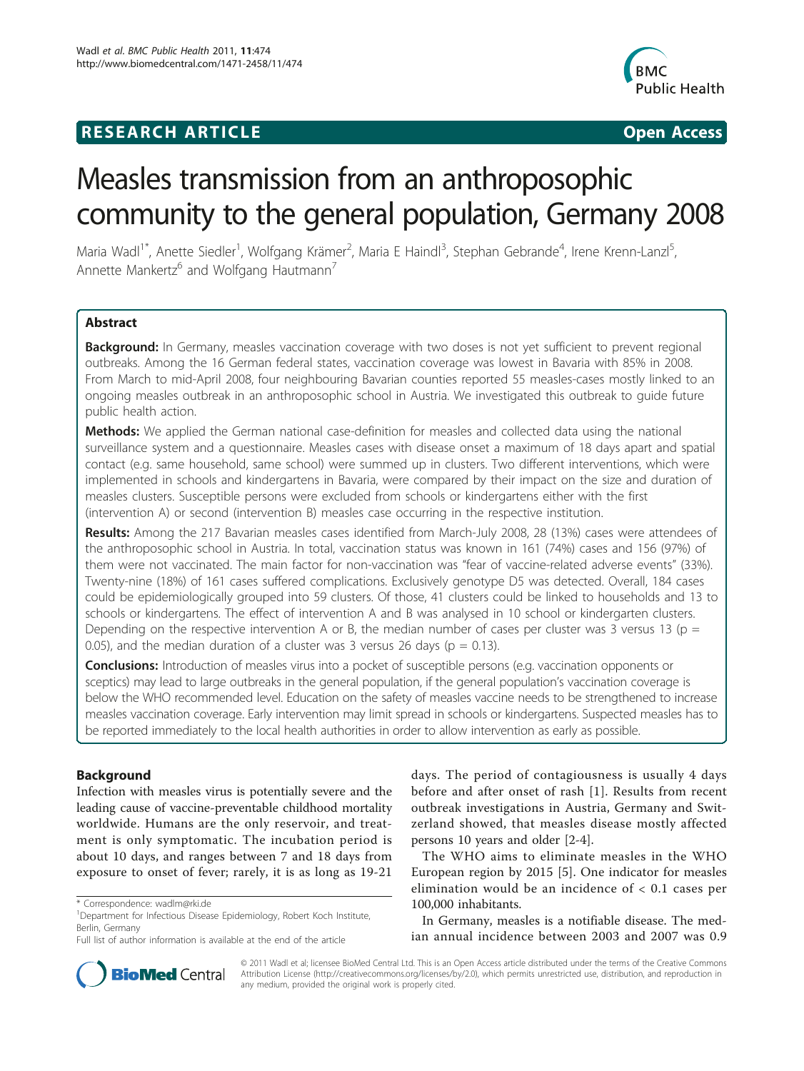# RESEARCH ARTICLE

Open Access

# Measles transmission from an anthroposophic community to the general population, Germany 2008

Maria Wadl[1*], Anette Siedler[1], Wolfgang Krämer[2], Maria E Haindl[3], Stephan Gebrande[4], Irene Krenn-Lanzl[5], Annette Mankertz[6] and Wolfgang Hautmann[7]

## Abstract

**Background:** In Germany, measles vaccination coverage with two doses is not yet sufficient to prevent regional outbreaks. Among the 16 German federal states, vaccination coverage was lowest in Bavaria with 85% in 2008. From March to mid-April 2008, four neighbouring Bavarian counties reported 55 measles-cases mostly linked to an ongoing measles outbreak in an anthroposophic school in Austria. We investigated this outbreak to guide future public health action.

**Methods:** We applied the German national case-definition for measles and collected data using the national surveillance system and a questionnaire. Measles cases with disease onset a maximum of 18 days apart and spatial contact (e.g. same household, same school) were summed up in clusters. Two different interventions, which were implemented in schools and kindergartens in Bavaria, were compared by their impact on the size and duration of measles clusters. Susceptible persons were excluded from schools or kindergartens either with the first (intervention A) or second (intervention B) measles case occurring in the respective institution.

**Results:** Among the 217 Bavarian measles cases identified from March-July 2008, 28 (13%) cases were attendees of the anthroposophic school in Austria. In total, vaccination status was known in 161 (74%) cases and 156 (97%) of them were not vaccinated. The main factor for non-vaccination was "fear of vaccine-related adverse events" (33%). Twenty-nine (18%) of 161 cases suffered complications. Exclusively genotype D5 was detected. Overall, 184 cases could be epidemiologically grouped into 59 clusters. Of those, 41 clusters could be linked to households and 13 to schools or kindergartens. The effect of intervention A and B was analysed in 10 school or kindergarten clusters. Depending on the respective intervention A or B, the median number of cases per cluster was 3 versus 13 ($p = 0.05$), and the median duration of a cluster was 3 versus 26 days ($p = 0.13$).

**Conclusions:** Introduction of measles virus into a pocket of susceptible persons (e.g. vaccination opponents or sceptics) may lead to large outbreaks in the general population, if the general population's vaccination coverage is below the WHO recommended level. Education on the safety of measles vaccine needs to be strengthened to increase measles vaccination coverage. Early intervention may limit spread in schools or kindergartens. Suspected measles has to be reported immediately to the local health authorities in order to allow intervention as early as possible.

## Background

Infection with measles virus is potentially severe and the leading cause of vaccine-preventable childhood mortality worldwide. Humans are the only reservoir, and treatment is only symptomatic. The incubation period is about 10 days, and ranges between 7 and 18 days from exposure to onset of fever; rarely, it is as long as 19-21 days. The period of contagiousness is usually 4 days before and after onset of rash [1]. Results from recent outbreak investigations in Austria, Germany and Switzerland showed, that measles disease mostly affected persons 10 years and older [2-4].

The WHO aims to eliminate measles in the WHO European region by 2015 [5]. One indicator for measles elimination would be an incidence of < 0.1 cases per 100,000 inhabitants.

In Germany, measles is a notifiable disease. The median annual incidence between 2003 and 2007 was 0.9

\* Correspondence: wadlm@rki.de
[1]Department for Infectious Disease Epidemiology, Robert Koch Institute, Berlin, Germany
Full list of author information is available at the end of the article

© 2011 Wadl et al; licensee BioMed Central Ltd. This is an Open Access article distributed under the terms of the Creative Commons Attribution License (http://creativecommons.org/licenses/by/2.0), which permits unrestricted use, distribution, and reproduction in any medium, provided the original work is properly cited.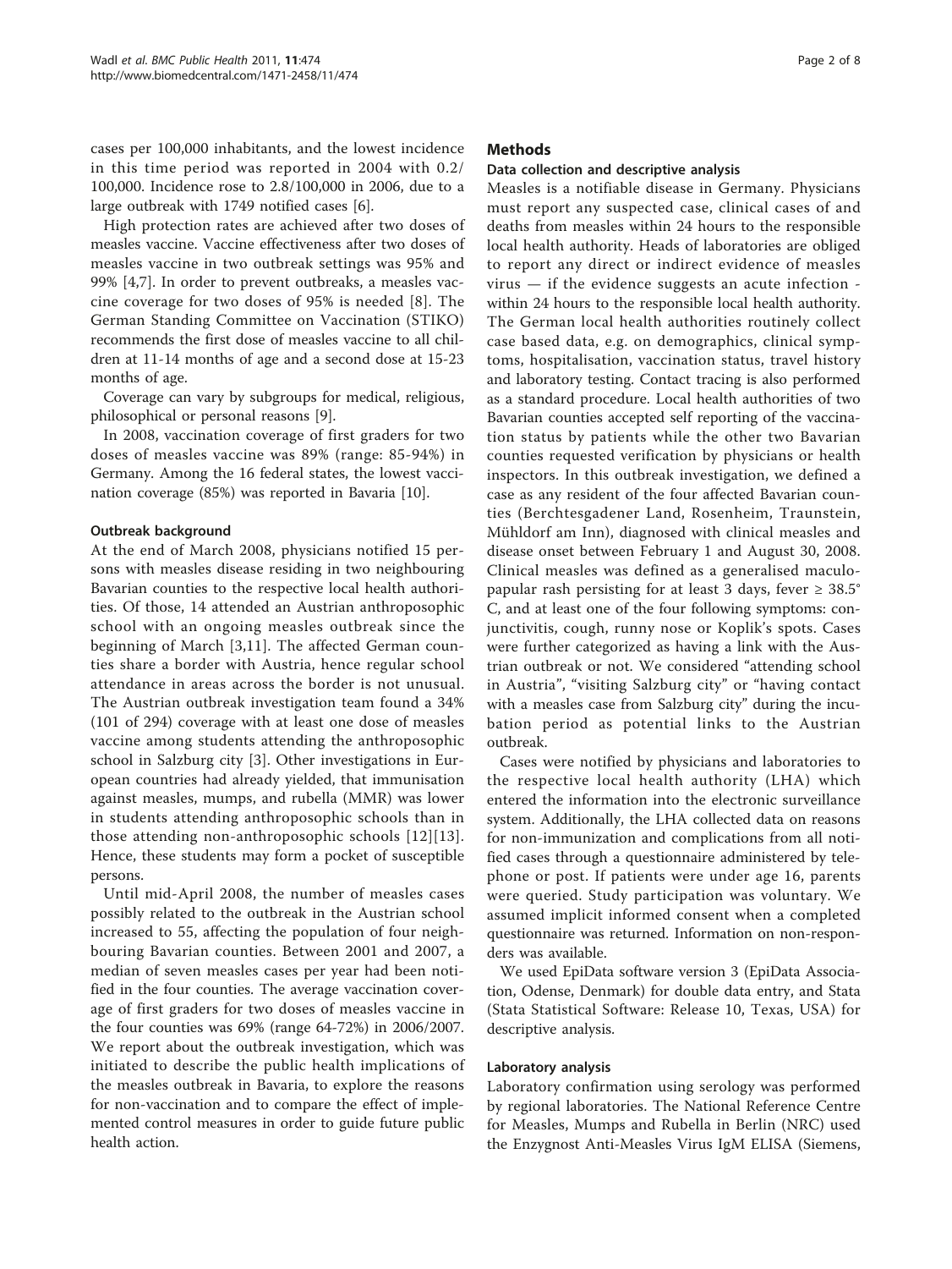cases per 100,000 inhabitants, and the lowest incidence in this time period was reported in 2004 with 0.2/100,000. Incidence rose to 2.8/100,000 in 2006, due to a large outbreak with 1749 notified cases [6].

High protection rates are achieved after two doses of measles vaccine. Vaccine effectiveness after two doses of measles vaccine in two outbreak settings was 95% and 99% [4,7]. In order to prevent outbreaks, a measles vaccine coverage for two doses of 95% is needed [8]. The German Standing Committee on Vaccination (STIKO) recommends the first dose of measles vaccine to all children at 11-14 months of age and a second dose at 15-23 months of age.

Coverage can vary by subgroups for medical, religious, philosophical or personal reasons [9].

In 2008, vaccination coverage of first graders for two doses of measles vaccine was 89% (range: 85-94%) in Germany. Among the 16 federal states, the lowest vaccination coverage (85%) was reported in Bavaria [10].

### Outbreak background

At the end of March 2008, physicians notified 15 persons with measles disease residing in two neighbouring Bavarian counties to the respective local health authorities. Of those, 14 attended an Austrian anthroposophic school with an ongoing measles outbreak since the beginning of March [3,11]. The affected German counties share a border with Austria, hence regular school attendance in areas across the border is not unusual. The Austrian outbreak investigation team found a 34% (101 of 294) coverage with at least one dose of measles vaccine among students attending the anthroposophic school in Salzburg city [3]. Other investigations in European countries had already yielded, that immunisation against measles, mumps, and rubella (MMR) was lower in students attending anthroposophic schools than in those attending non-anthroposophic schools [12][13]. Hence, these students may form a pocket of susceptible persons.

Until mid-April 2008, the number of measles cases possibly related to the outbreak in the Austrian school increased to 55, affecting the population of four neighbouring Bavarian counties. Between 2001 and 2007, a median of seven measles cases per year had been notified in the four counties. The average vaccination coverage of first graders for two doses of measles vaccine in the four counties was 69% (range 64-72%) in 2006/2007. We report about the outbreak investigation, which was initiated to describe the public health implications of the measles outbreak in Bavaria, to explore the reasons for non-vaccination and to compare the effect of implemented control measures in order to guide future public health action.

## Methods

### Data collection and descriptive analysis

Measles is a notifiable disease in Germany. Physicians must report any suspected case, clinical cases of and deaths from measles within 24 hours to the responsible local health authority. Heads of laboratories are obliged to report any direct or indirect evidence of measles virus — if the evidence suggests an acute infection - within 24 hours to the responsible local health authority. The German local health authorities routinely collect case based data, e.g. on demographics, clinical symptoms, hospitalisation, vaccination status, travel history and laboratory testing. Contact tracing is also performed as a standard procedure. Local health authorities of two Bavarian counties accepted self reporting of the vaccination status by patients while the other two Bavarian counties requested verification by physicians or health inspectors. In this outbreak investigation, we defined a case as any resident of the four affected Bavarian counties (Berchtesgadener Land, Rosenheim, Traunstein, Mühldorf am Inn), diagnosed with clinical measles and disease onset between February 1 and August 30, 2008. Clinical measles was defined as a generalised maculo-papular rash persisting for at least 3 days, fever ≥ 38.5° C, and at least one of the four following symptoms: conjunctivitis, cough, runny nose or Koplik's spots. Cases were further categorized as having a link with the Austrian outbreak or not. We considered "attending school in Austria", "visiting Salzburg city" or "having contact with a measles case from Salzburg city" during the incubation period as potential links to the Austrian outbreak.

Cases were notified by physicians and laboratories to the respective local health authority (LHA) which entered the information into the electronic surveillance system. Additionally, the LHA collected data on reasons for non-immunization and complications from all notified cases through a questionnaire administered by telephone or post. If patients were under age 16, parents were queried. Study participation was voluntary. We assumed implicit informed consent when a completed questionnaire was returned. Information on non-responders was available.

We used EpiData software version 3 (EpiData Association, Odense, Denmark) for double data entry, and Stata (Stata Statistical Software: Release 10, Texas, USA) for descriptive analysis.

### Laboratory analysis

Laboratory confirmation using serology was performed by regional laboratories. The National Reference Centre for Measles, Mumps and Rubella in Berlin (NRC) used the Enzygnost Anti-Measles Virus IgM ELISA (Siemens,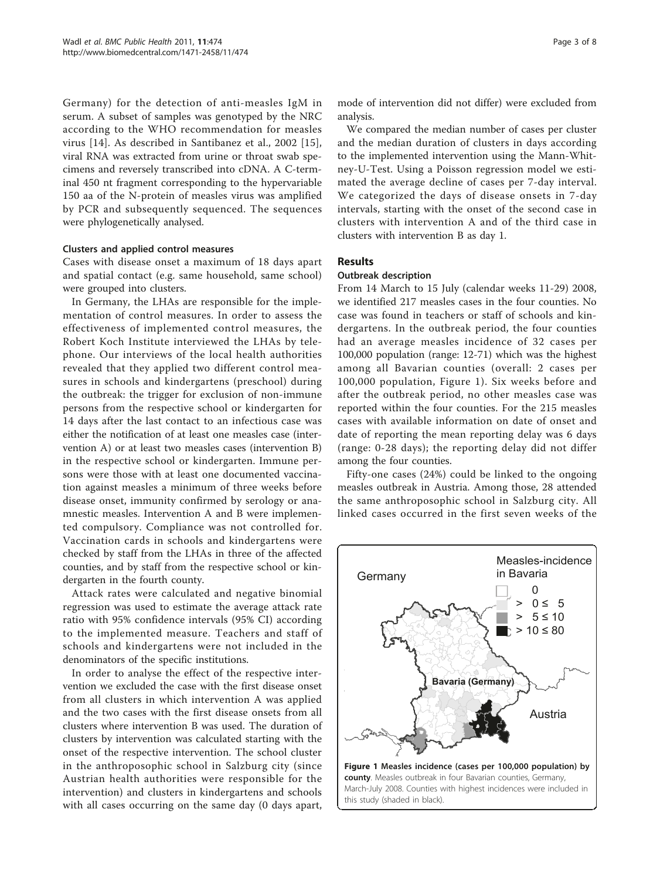Germany) for the detection of anti-measles IgM in serum. A subset of samples was genotyped by the NRC according to the WHO recommendation for measles virus [14]. As described in Santibanez et al., 2002 [15], viral RNA was extracted from urine or throat swab specimens and reversely transcribed into cDNA. A C-terminal 450 nt fragment corresponding to the hypervariable 150 aa of the N-protein of measles virus was amplified by PCR and subsequently sequenced. The sequences were phylogenetically analysed.

#### Clusters and applied control measures

Cases with disease onset a maximum of 18 days apart and spatial contact (e.g. same household, same school) were grouped into clusters.

In Germany, the LHAs are responsible for the implementation of control measures. In order to assess the effectiveness of implemented control measures, the Robert Koch Institute interviewed the LHAs by telephone. Our interviews of the local health authorities revealed that they applied two different control measures in schools and kindergartens (preschool) during the outbreak: the trigger for exclusion of non-immune persons from the respective school or kindergarten for 14 days after the last contact to an infectious case was either the notification of at least one measles case (intervention A) or at least two measles cases (intervention B) in the respective school or kindergarten. Immune persons were those with at least one documented vaccination against measles a minimum of three weeks before disease onset, immunity confirmed by serology or anamnestic measles. Intervention A and B were implemented compulsory. Compliance was not controlled for. Vaccination cards in schools and kindergartens were checked by staff from the LHAs in three of the affected counties, and by staff from the respective school or kindergarten in the fourth county.

Attack rates were calculated and negative binomial regression was used to estimate the average attack rate ratio with 95% confidence intervals (95% CI) according to the implemented measure. Teachers and staff of schools and kindergartens were not included in the denominators of the specific institutions.

In order to analyse the effect of the respective intervention we excluded the case with the first disease onset from all clusters in which intervention A was applied and the two cases with the first disease onsets from all clusters where intervention B was used. The duration of clusters by intervention was calculated starting with the onset of the respective intervention. The school cluster in the anthroposophic school in Salzburg city (since Austrian health authorities were responsible for the intervention) and clusters in kindergartens and schools with all cases occurring on the same day (0 days apart, mode of intervention did not differ) were excluded from analysis.

We compared the median number of cases per cluster and the median duration of clusters in days according to the implemented intervention using the Mann-Whitney-U-Test. Using a Poisson regression model we estimated the average decline of cases per 7-day interval. We categorized the days of disease onsets in 7-day intervals, starting with the onset of the second case in clusters with intervention A and of the third case in clusters with intervention B as day 1.

## Results

#### Outbreak description

From 14 March to 15 July (calendar weeks 11-29) 2008, we identified 217 measles cases in the four counties. No case was found in teachers or staff of schools and kindergartens. In the outbreak period, the four counties had an average measles incidence of 32 cases per 100,000 population (range: 12-71) which was the highest among all Bavarian counties (overall: 2 cases per 100,000 population, Figure 1). Six weeks before and after the outbreak period, no other measles case was reported within the four counties. For the 215 measles cases with available information on date of onset and date of reporting the mean reporting delay was 6 days (range: 0-28 days); the reporting delay did not differ among the four counties.

Fifty-one cases (24%) could be linked to the ongoing measles outbreak in Austria. Among those, 28 attended the same anthroposophic school in Salzburg city. All linked cases occurred in the first seven weeks of the

Measles-incidence in Bavaria
0
> 0 ≤ 5
> 5 ≤ 10
> 10 ≤ 80
Germany
Bavaria (Germany)
Austria

**Figure 1 Measles incidence (cases per 100,000 population) by county**. Measles outbreak in four Bavarian counties, Germany, March-July 2008. Counties with highest incidences were included in this study (shaded in black).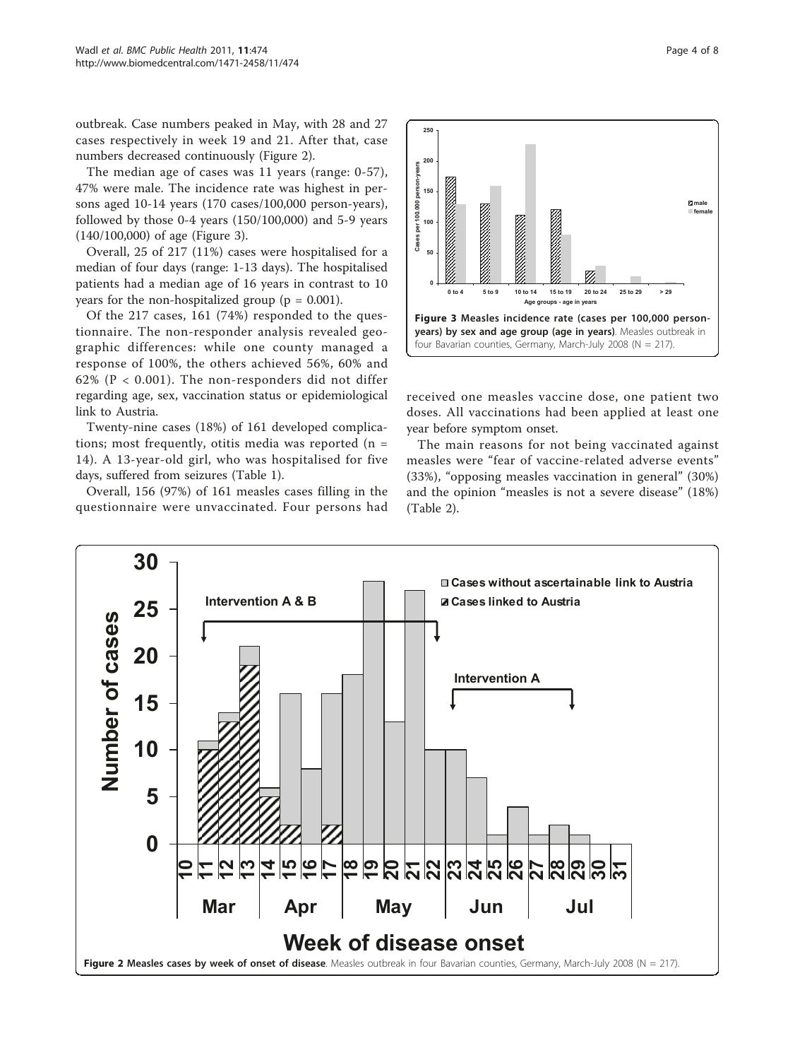outbreak. Case numbers peaked in May, with 28 and 27 cases respectively in week 19 and 21. After that, case numbers decreased continuously (Figure 2).

The median age of cases was 11 years (range: 0-57), 47% were male. The incidence rate was highest in persons aged 10-14 years (170 cases/100,000 person-years), followed by those 0-4 years (150/100,000) and 5-9 years (140/100,000) of age (Figure 3).

Overall, 25 of 217 (11%) cases were hospitalised for a median of four days (range: 1-13 days). The hospitalised patients had a median age of 16 years in contrast to 10 years for the non-hospitalized group (p = 0.001).

Of the 217 cases, 161 (74%) responded to the questionnaire. The non-responder analysis revealed geographic differences: while one county managed a response of 100%, the others achieved 56%, 60% and 62% (P < 0.001). The non-responders did not differ regarding age, sex, vaccination status or epidemiological link to Austria.

Twenty-nine cases (18%) of 161 developed complications; most frequently, otitis media was reported (n = 14). A 13-year-old girl, who was hospitalised for five days, suffered from seizures (Table 1).

Overall, 156 (97%) of 161 measles cases filling in the questionnaire were unvaccinated. Four persons had received one measles vaccine dose, one patient two doses. All vaccinations had been applied at least one year before symptom onset.

The main reasons for not being vaccinated against measles were "fear of vaccine-related adverse events" (33%), "opposing measles vaccination in general" (30%) and the opinion "measles is not a severe disease" (18%) (Table 2).

**Figure 3 Measles incidence rate (cases per 100,000 person-years) by sex and age group (age in years)**. Measles outbreak in four Bavarian counties, Germany, March-July 2008 (N = 217).

**Figure 2 Measles cases by week of onset of disease**. Measles outbreak in four Bavarian counties, Germany, March-July 2008 (N = 217).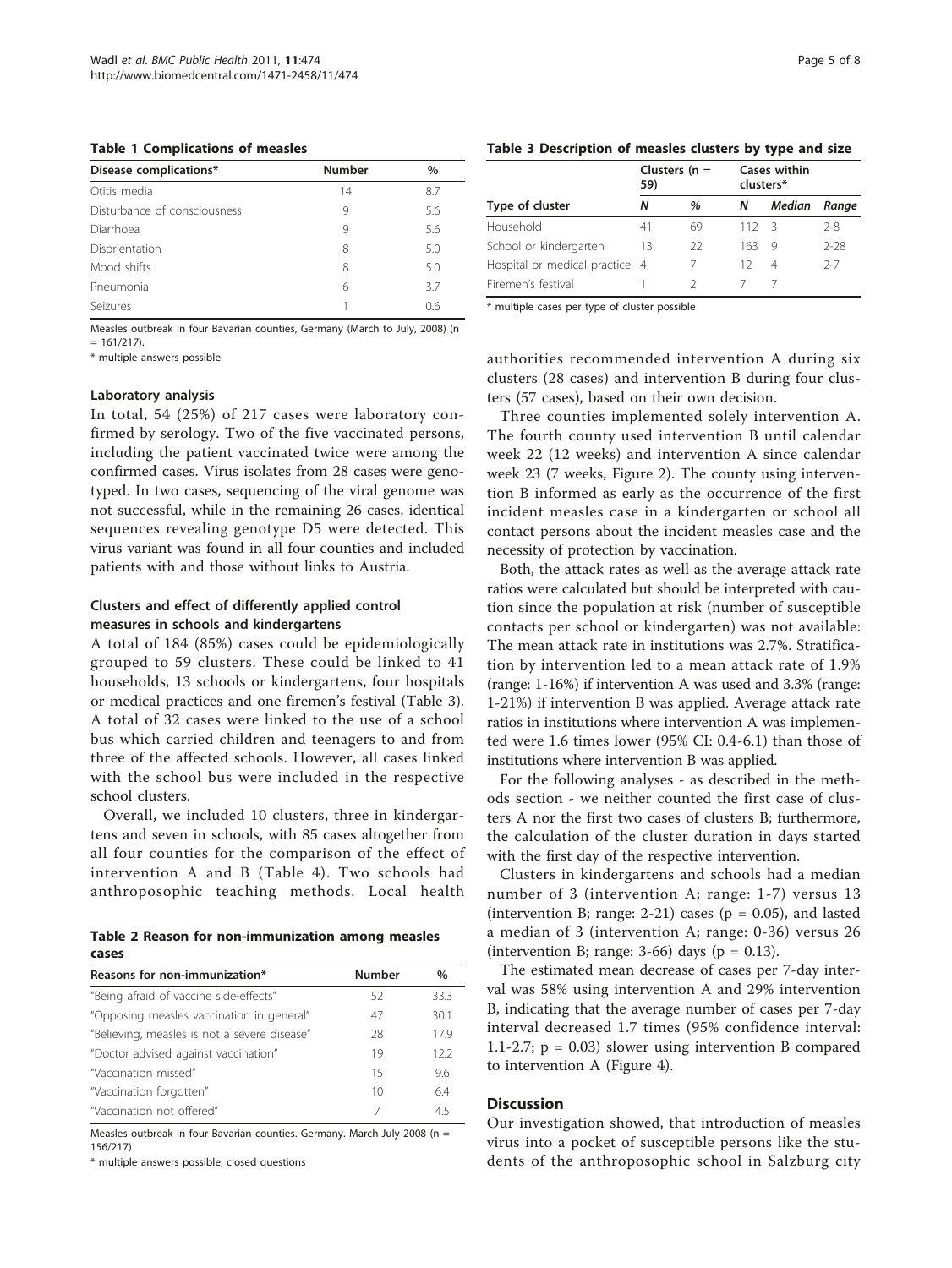**Table 1 Complications of measles**

| Disease complications* | Number | % |
| --- | --- | --- |
| Otitis media | 14 | 8.7 |
| Disturbance of consciousness | 9 | 5.6 |
| Diarrhoea | 9 | 5.6 |
| Disorientation | 8 | 5.0 |
| Mood shifts | 8 | 5.0 |
| Pneumonia | 6 | 3.7 |
| Seizures | 1 | 0.6 |

Measles outbreak in four Bavarian counties, Germany (March to July, 2008) (n = 161/217).

\* multiple answers possible

### Laboratory analysis

In total, 54 (25%) of 217 cases were laboratory confirmed by serology. Two of the five vaccinated persons, including the patient vaccinated twice were among the confirmed cases. Virus isolates from 28 cases were genotyped. In two cases, sequencing of the viral genome was not successful, while in the remaining 26 cases, identical sequences revealing genotype D5 were detected. This virus variant was found in all four counties and included patients with and those without links to Austria.

### Clusters and effect of differently applied control measures in schools and kindergartens

A total of 184 (85%) cases could be epidemiologically grouped to 59 clusters. These could be linked to 41 households, 13 schools or kindergartens, four hospitals or medical practices and one firemen's festival (Table 3). A total of 32 cases were linked to the use of a school bus which carried children and teenagers to and from three of the affected schools. However, all cases linked with the school bus were included in the respective school clusters.

Overall, we included 10 clusters, three in kindergartens and seven in schools, with 85 cases altogether from all four counties for the comparison of the effect of intervention A and B (Table 4). Two schools had anthroposophic teaching methods. Local health authorities recommended intervention A during six clusters (28 cases) and intervention B during four clusters (57 cases), based on their own decision.

**Table 2 Reason for non-immunization among measles cases**

| Reasons for non-immunization* | Number | % |
| --- | --- | --- |
| "Being afraid of vaccine side-effects" | 52 | 33.3 |
| "Opposing measles vaccination in general" | 47 | 30.1 |
| "Believing, measles is not a severe disease" | 28 | 17.9 |
| "Doctor advised against vaccination" | 19 | 12.2 |
| "Vaccination missed" | 15 | 9.6 |
| "Vaccination forgotten" | 10 | 6.4 |
| "Vaccination not offered" | 7 | 4.5 |

Measles outbreak in four Bavarian counties. Germany. March-July 2008 (n = 156/217)

\* multiple answers possible; closed questions

**Table 3 Description of measles clusters by type and size**

| | Clusters (n = 59) | | Cases within clusters* | | |
| --- | --- | --- | --- | --- | --- |
| Type of cluster | *N* | *%* | *N* | *Median* | *Range* |
| Household | 41 | 69 | 112 | 3 | 2-8 |
| School or kindergarten | 13 | 22 | 163 | 9 | 2-28 |
| Hospital or medical practice | 4 | 7 | 12 | 4 | 2-7 |
| Firemen's festival | 1 | 2 | 7 | 7 | |

\* multiple cases per type of cluster possible

Three counties implemented solely intervention A. The fourth county used intervention B until calendar week 22 (12 weeks) and intervention A since calendar week 23 (7 weeks, Figure 2). The county using intervention B informed as early as the occurrence of the first incident measles case in a kindergarten or school all contact persons about the incident measles case and the necessity of protection by vaccination.

Both, the attack rates as well as the average attack rate ratios were calculated but should be interpreted with caution since the population at risk (number of susceptible contacts per school or kindergarten) was not available: The mean attack rate in institutions was 2.7%. Stratification by intervention led to a mean attack rate of 1.9% (range: 1-16%) if intervention A was used and 3.3% (range: 1-21%) if intervention B was applied. Average attack rate ratios in institutions where intervention A was implemented were 1.6 times lower (95% CI: 0.4-6.1) than those of institutions where intervention B was applied.

For the following analyses - as described in the methods section - we neither counted the first case of clusters A nor the first two cases of clusters B; furthermore, the calculation of the cluster duration in days started with the first day of the respective intervention.

Clusters in kindergartens and schools had a median number of 3 (intervention A; range: 1-7) versus 13 (intervention B; range: 2-21) cases ($p = 0.05$), and lasted a median of 3 (intervention A; range: 0-36) versus 26 (intervention B; range: 3-66) days ($p = 0.13$).

The estimated mean decrease of cases per 7-day interval was 58% using intervention A and 29% intervention B, indicating that the average number of cases per 7-day interval decreased 1.7 times (95% confidence interval: 1.1-2.7; $p = 0.03$) slower using intervention B compared to intervention A (Figure 4).

## Discussion

Our investigation showed, that introduction of measles virus into a pocket of susceptible persons like the students of the anthroposophic school in Salzburg city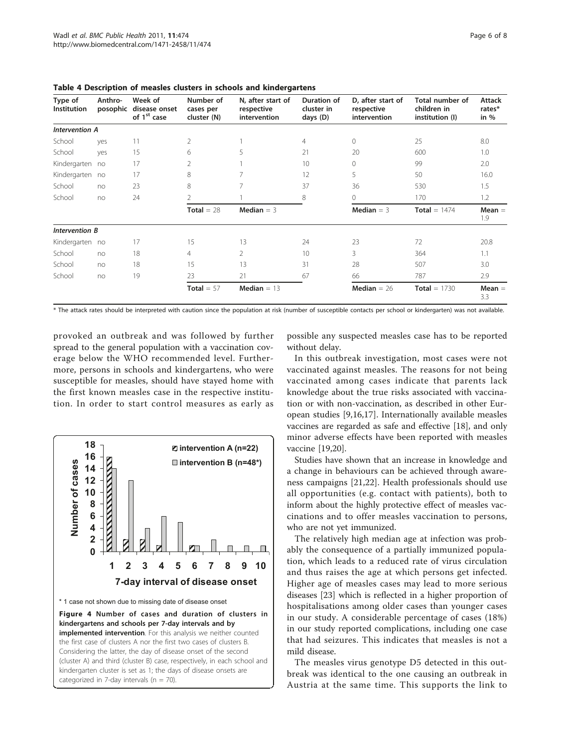**Table 4 Description of measles clusters in schools and kindergartens**

| Type of Institution | Anthro-posophic | Week of disease onset of 1st case | Number of cases per cluster (N) | N, after start of respective intervention | Duration of cluster in days (D) | D, after start of respective intervention | Total number of children in institution (I) | Attack rates* in % |
|---|---|---|---|---|---|---|---|---|
| *Intervention A* | | | | | | | | |
| School | yes | 11 | 2 | 1 | 4 | 0 | 25 | 8.0 |
| School | yes | 15 | 6 | 5 | 21 | 20 | 600 | 1.0 |
| Kindergarten | no | 17 | 2 | 1 | 10 | 0 | 99 | 2.0 |
| Kindergarten | no | 17 | 8 | 7 | 12 | 5 | 50 | 16.0 |
| School | no | 23 | 8 | 7 | 37 | 36 | 530 | 1.5 |
| School | no | 24 | 2 | 1 | 8 | 0 | 170 | 1.2 |
| | | | **Total** = 28 | **Median** = 3 | | **Median** = 3 | **Total** = 1474 | **Mean** = 1.9 |
| *Intervention B* | | | | | | | | |
| Kindergarten | no | 17 | 15 | 13 | 24 | 23 | 72 | 20.8 |
| School | no | 18 | 4 | 2 | 10 | 3 | 364 | 1.1 |
| School | no | 18 | 15 | 13 | 31 | 28 | 507 | 3.0 |
| School | no | 19 | 23 | 21 | 67 | 66 | 787 | 2.9 |
| | | | **Total** = 57 | **Median** = 13 | | **Median** = 26 | **Total** = 1730 | **Mean** = 3.3 |

\* The attack rates should be interpreted with caution since the population at risk (number of susceptible contacts per school or kindergarten) was not available.

provoked an outbreak and was followed by further spread to the general population with a vaccination coverage below the WHO recommended level. Furthermore, persons in schools and kindergartens, who were susceptible for measles, should have stayed home with the first known measles case in the respective institution. In order to start control measures as early as possible any suspected measles case has to be reported without delay.

| 7-day interval of disease onset | 1 | 2 | 3 | 4 | 5 | 6 | 7 | 8 | 9 | 10 |
|---|---|---|---|---|---|---|---|---|---|---|
| intervention A (n=22) | 16 | 2 | 2 | 1 | 0 | 1 | 0 | 0 | 0 | 0 |
| intervention B (n=48*) | 14 | 12 | 4 | 6 | 5 | 1 | 2 | 1 | 1 | 1 |

\* 1 case not shown due to missing date of disease onset

**Figure 4 Number of cases and duration of clusters in kindergartens and schools per 7-day intervals and by implemented intervention**. For this analysis we neither counted the first case of clusters A nor the first two cases of clusters B. Considering the latter, the day of disease onset of the second (cluster A) and third (cluster B) case, respectively, in each school and kindergarten cluster is set as 1; the days of disease onsets are categorized in 7-day intervals (n = 70).

In this outbreak investigation, most cases were not vaccinated against measles. The reasons for not being vaccinated among cases indicate that parents lack knowledge about the true risks associated with vaccination or with non-vaccination, as described in other European studies [9,16,17]. Internationally available measles vaccines are regarded as safe and effective [18], and only minor adverse effects have been reported with measles vaccine [19,20].

Studies have shown that an increase in knowledge and a change in behaviours can be achieved through awareness campaigns [21,22]. Health professionals should use all opportunities (e.g. contact with patients), both to inform about the highly protective effect of measles vaccinations and to offer measles vaccination to persons, who are not yet immunized.

The relatively high median age at infection was probably the consequence of a partially immunized population, which leads to a reduced rate of virus circulation and thus raises the age at which persons get infected. Higher age of measles cases may lead to more serious diseases [23] which is reflected in a higher proportion of hospitalisations among older cases than younger cases in our study. A considerable percentage of cases (18%) in our study reported complications, including one case that had seizures. This indicates that measles is not a mild disease.

The measles virus genotype D5 detected in this outbreak was identical to the one causing an outbreak in Austria at the same time. This supports the link to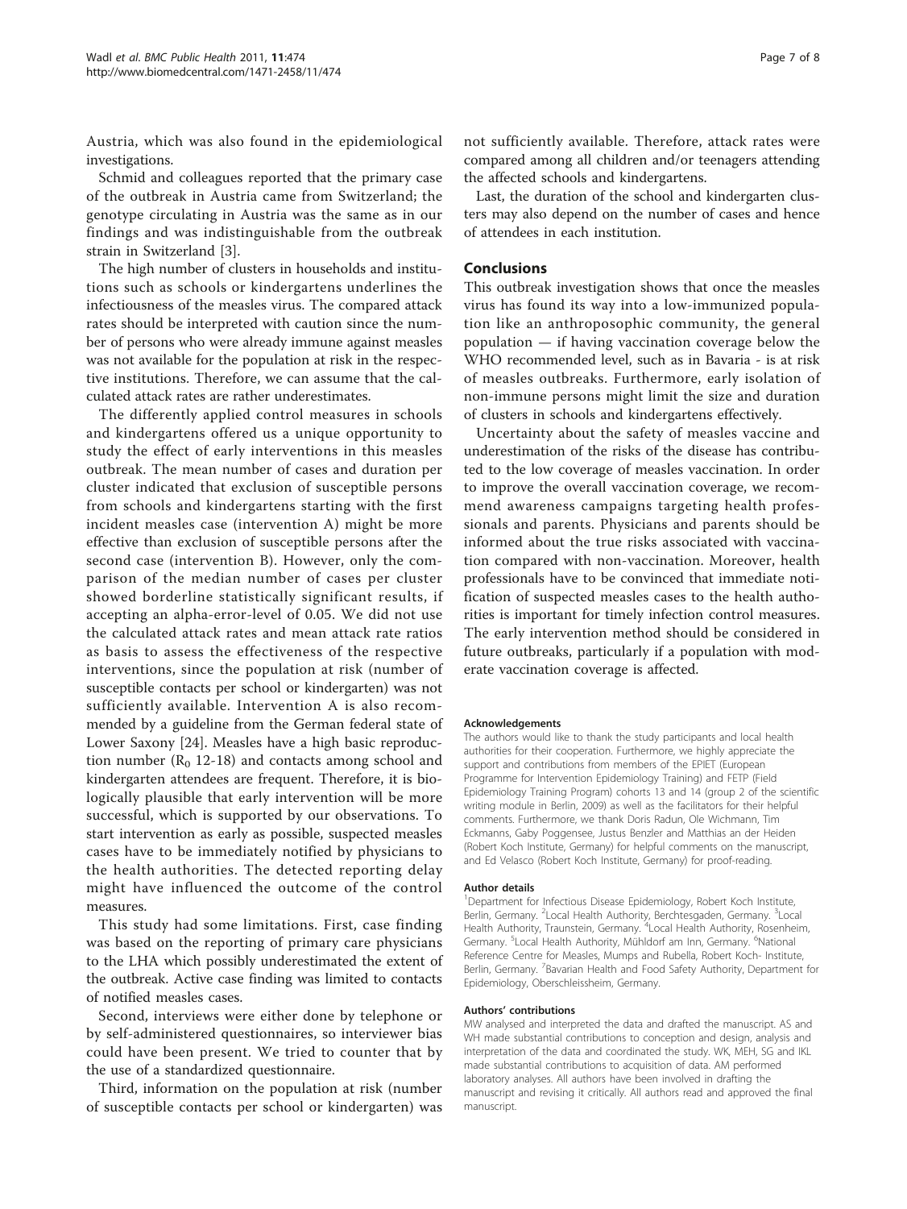Austria, which was also found in the epidemiological investigations.

Schmid and colleagues reported that the primary case of the outbreak in Austria came from Switzerland; the genotype circulating in Austria was the same as in our findings and was indistinguishable from the outbreak strain in Switzerland [3].

The high number of clusters in households and institutions such as schools or kindergartens underlines the infectiousness of the measles virus. The compared attack rates should be interpreted with caution since the number of persons who were already immune against measles was not available for the population at risk in the respective institutions. Therefore, we can assume that the calculated attack rates are rather underestimates.

The differently applied control measures in schools and kindergartens offered us a unique opportunity to study the effect of early interventions in this measles outbreak. The mean number of cases and duration per cluster indicated that exclusion of susceptible persons from schools and kindergartens starting with the first incident measles case (intervention A) might be more effective than exclusion of susceptible persons after the second case (intervention B). However, only the comparison of the median number of cases per cluster showed borderline statistically significant results, if accepting an alpha-error-level of 0.05. We did not use the calculated attack rates and mean attack rate ratios as basis to assess the effectiveness of the respective interventions, since the population at risk (number of susceptible contacts per school or kindergarten) was not sufficiently available. Intervention A is also recommended by a guideline from the German federal state of Lower Saxony [24]. Measles have a high basic reproduction number ($R_0$ 12-18) and contacts among school and kindergarten attendees are frequent. Therefore, it is biologically plausible that early intervention will be more successful, which is supported by our observations. To start intervention as early as possible, suspected measles cases have to be immediately notified by physicians to the health authorities. The detected reporting delay might have influenced the outcome of the control measures.

This study had some limitations. First, case finding was based on the reporting of primary care physicians to the LHA which possibly underestimated the extent of the outbreak. Active case finding was limited to contacts of notified measles cases.

Second, interviews were either done by telephone or by self-administered questionnaires, so interviewer bias could have been present. We tried to counter that by the use of a standardized questionnaire.

Third, information on the population at risk (number of susceptible contacts per school or kindergarten) was not sufficiently available. Therefore, attack rates were compared among all children and/or teenagers attending the affected schools and kindergartens.

Last, the duration of the school and kindergarten clusters may also depend on the number of cases and hence of attendees in each institution.

## Conclusions

This outbreak investigation shows that once the measles virus has found its way into a low-immunized population like an anthroposophic community, the general population — if having vaccination coverage below the WHO recommended level, such as in Bavaria - is at risk of measles outbreaks. Furthermore, early isolation of non-immune persons might limit the size and duration of clusters in schools and kindergartens effectively.

Uncertainty about the safety of measles vaccine and underestimation of the risks of the disease has contributed to the low coverage of measles vaccination. In order to improve the overall vaccination coverage, we recommend awareness campaigns targeting health professionals and parents. Physicians and parents should be informed about the true risks associated with vaccination compared with non-vaccination. Moreover, health professionals have to be convinced that immediate notification of suspected measles cases to the health authorities is important for timely infection control measures. The early intervention method should be considered in future outbreaks, particularly if a population with moderate vaccination coverage is affected.

#### Acknowledgements

The authors would like to thank the study participants and local health authorities for their cooperation. Furthermore, we highly appreciate the support and contributions from members of the EPIET (European Programme for Intervention Epidemiology Training) and FETP (Field Epidemiology Training Program) cohorts 13 and 14 (group 2 of the scientific writing module in Berlin, 2009) as well as the facilitators for their helpful comments. Furthermore, we thank Doris Radun, Ole Wichmann, Tim Eckmanns, Gaby Poggensee, Justus Benzler and Matthias an der Heiden (Robert Koch Institute, Germany) for helpful comments on the manuscript, and Ed Velasco (Robert Koch Institute, Germany) for proof-reading.

#### Author details

[1]Department for Infectious Disease Epidemiology, Robert Koch Institute, Berlin, Germany. [2]Local Health Authority, Berchtesgaden, Germany. [3]Local Health Authority, Traunstein, Germany. [4]Local Health Authority, Rosenheim, Germany. [5]Local Health Authority, Mühldorf am Inn, Germany. [6]National Reference Centre for Measles, Mumps and Rubella, Robert Koch- Institute, Berlin, Germany. [7]Bavarian Health and Food Safety Authority, Department for Epidemiology, Oberschleissheim, Germany.

#### Authors' contributions

MW analysed and interpreted the data and drafted the manuscript. AS and WH made substantial contributions to conception and design, analysis and interpretation of the data and coordinated the study. WK, MEH, SG and IKL made substantial contributions to acquisition of data. AM performed laboratory analyses. All authors have been involved in drafting the manuscript and revising it critically. All authors read and approved the final manuscript.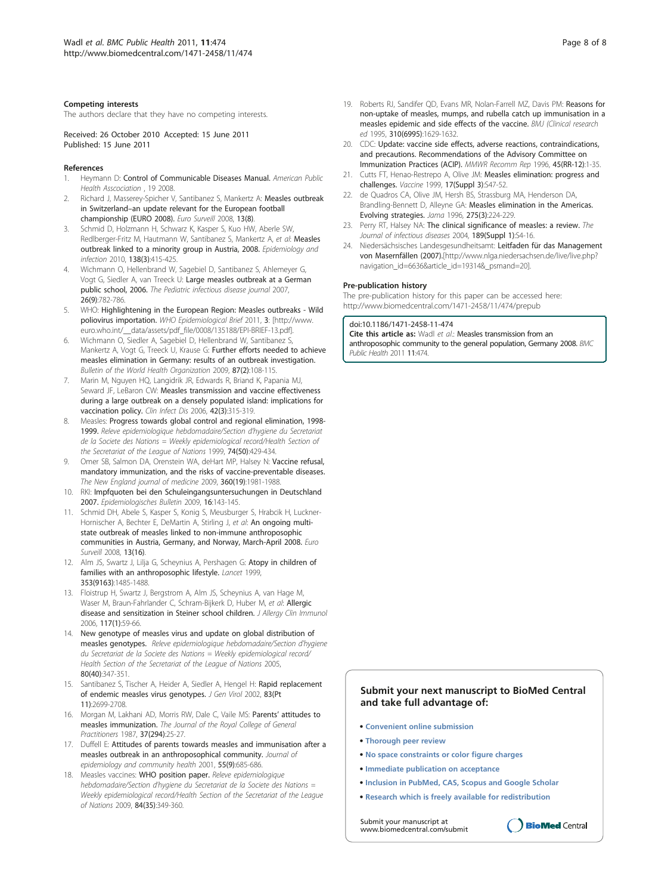#### Competing interests

The authors declare that they have no competing interests.

Received: 26 October 2010 Accepted: 15 June 2011
Published: 15 June 2011

#### References

1. Heymann D: **Control of Communicable Diseases Manual.** *American Public Health Asscociation* , 19 2008.
2. Richard J, Masserey-Spicher V, Santibanez S, Mankertz A: **Measles outbreak in Switzerland–an update relevant for the European football championship (EURO 2008).** *Euro Surveill* 2008, **13(8)**.
3. Schmid D, Holzmann H, Schwarz K, Kasper S, Kuo HW, Aberle SW, Redlberger-Fritz M, Hautmann W, Santibanez S, Mankertz A, *et al*: **Measles outbreak linked to a minority group in Austria, 2008.** *Epidemiology and infection* 2010, **138(3)**:415-425.
4. Wichmann O, Hellenbrand W, Sagebiel D, Santibanez S, Ahlemeyer G, Vogt G, Siedler A, van Treeck U: **Large measles outbreak at a German public school, 2006.** *The Pediatric infectious disease journal* 2007, **26(9)**:782-786.
5. WHO: **Highlightening in the European Region: Measles outbreaks - Wild poliovirus importation.** *WHO Epidemiological Brief* 2011, **3**: [http://www.euro.who.int/__data/assets/pdf_file/0008/135188/EPI-BRIEF-13.pdf].
6. Wichmann O, Siedler A, Sagebiel D, Hellenbrand W, Santibanez S, Mankertz A, Vogt G, Treeck U, Krause G: **Further efforts needed to achieve measles elimination in Germany: results of an outbreak investigation.** *Bulletin of the World Health Organization* 2009, **87(2)**:108-115.
7. Marin M, Nguyen HQ, Langidrik JR, Edwards R, Briand K, Papania MJ, Seward JF, LeBaron CW: **Measles transmission and vaccine effectiveness during a large outbreak on a densely populated island: implications for vaccination policy.** *Clin Infect Dis* 2006, **42(3)**:315-319.
8. Measles: **Progress towards global control and regional elimination, 1998-1999.** *Releve epidemiologique hebdomadaire/Section d'hygiene du Secretariat de la Societe des Nations = Weekly epidemiological record/Health Section of the Secretariat of the League of Nations* 1999, **74(50)**:429-434.
9. Omer SB, Salmon DA, Orenstein WA, deHart MP, Halsey N: **Vaccine refusal, mandatory immunization, and the risks of vaccine-preventable diseases.** *The New England journal of medicine* 2009, **360(19)**:1981-1988.
10. RKI: **Impfquoten bei den Schuleingangsuntersuchungen in Deutschland 2007.** *Epidemiologisches Bulletin* 2009, **16**:143-145.
11. Schmid DH, Abele S, Kasper S, Konig S, Meusburger S, Hrabcik H, Luckner-Hornischer A, Bechter E, DeMartin A, Stirling J, *et al*: **An ongoing multi-state outbreak of measles linked to non-immune anthroposophic communities in Austria, Germany, and Norway, March-April 2008.** *Euro Surveill* 2008, **13(16)**.
12. Alm JS, Swartz J, Lilja G, Scheynius A, Pershagen G: **Atopy in children of families with an anthroposophic lifestyle.** *Lancet* 1999, **353(9163)**:1485-1488.
13. Floistrup H, Swartz J, Bergstrom A, Alm JS, Scheynius A, van Hage M, Waser M, Braun-Fahrlander C, Schram-Bijkerk D, Huber M, *et al*: **Allergic disease and sensitization in Steiner school children.** *J Allergy Clin Immunol* 2006, **117(1)**:59-66.
14. **New genotype of measles virus and update on global distribution of measles genotypes.** *Releve epidemiologique hebdomadaire/Section d'hygiene du Secretariat de la Societe des Nations = Weekly epidemiological record/Health Section of the Secretariat of the League of Nations* 2005, **80(40)**:347-351.
15. Santibanez S, Tischer A, Heider A, Siedler A, Hengel H: **Rapid replacement of endemic measles virus genotypes.** *J Gen Virol* 2002, **83(Pt 11)**:2699-2708.
16. Morgan M, Lakhani AD, Morris RW, Dale C, Vaile MS: **Parents' attitudes to measles immunization.** *The Journal of the Royal College of General Practitioners* 1987, **37(294)**:25-27.
17. Duffell E: **Attitudes of parents towards measles and immunisation after a measles outbreak in an anthroposophical community.** *Journal of epidemiology and community health* 2001, **55(9)**:685-686.
18. Measles vaccines: **WHO position paper.** *Releve epidemiologique hebdomadaire/Section d'hygiene du Secretariat de la Societe des Nations = Weekly epidemiological record/Health Section of the Secretariat of the League of Nations* 2009, **84(35)**:349-360.
19. Roberts RJ, Sandifer QD, Evans MR, Nolan-Farrell MZ, Davis PM: **Reasons for non-uptake of measles, mumps, and rubella catch up immunisation in a measles epidemic and side effects of the vaccine.** *BMJ (Clinical research ed* 1995, **310(6995)**:1629-1632.
20. CDC: **Update: vaccine side effects, adverse reactions, contraindications, and precautions. Recommendations of the Advisory Committee on Immunization Practices (ACIP).** *MMWR Recomm Rep* 1996, **45(RR-12)**:1-35.
21. Cutts FT, Henao-Restrepo A, Olive JM: **Measles elimination: progress and challenges.** *Vaccine* 1999, **17(Suppl 3)**:S47-52.
22. de Quadros CA, Olive JM, Hersh BS, Strassburg MA, Henderson DA, Brandling-Bennett D, Alleyne GA: **Measles elimination in the Americas. Evolving strategies.** *Jama* 1996, **275(3)**:224-229.
23. Perry RT, Halsey NA: **The clinical significance of measles: a review.** *The Journal of infectious diseases* 2004, **189(Suppl 1)**:S4-16.
24. Niedersächsisches Landesgesundheitsamt: **Leitfaden für das Management von Masernfällen (2007).**[http://www.nlga.niedersachsen.de/live/live.php?navigation_id=6636&article_id=19314&_psmand=20].

#### Pre-publication history

The pre-publication history for this paper can be accessed here:
http://www.biomedcentral.com/1471-2458/11/474/prepub

doi:10.1186/1471-2458-11-474
**Cite this article as:** Wadl *et al.*: Measles transmission from an anthroposophic community to the general population, Germany 2008. *BMC Public Health* 2011 **11**:474.

**Submit your next manuscript to BioMed Central and take full advantage of:**

- **Convenient online submission**
- **Thorough peer review**
- **No space constraints or color figure charges**
- **Immediate publication on acceptance**
- **Inclusion in PubMed, CAS, Scopus and Google Scholar**
- **Research which is freely available for redistribution**

Submit your manuscript at
www.biomedcentral.com/submit

BioMed Central